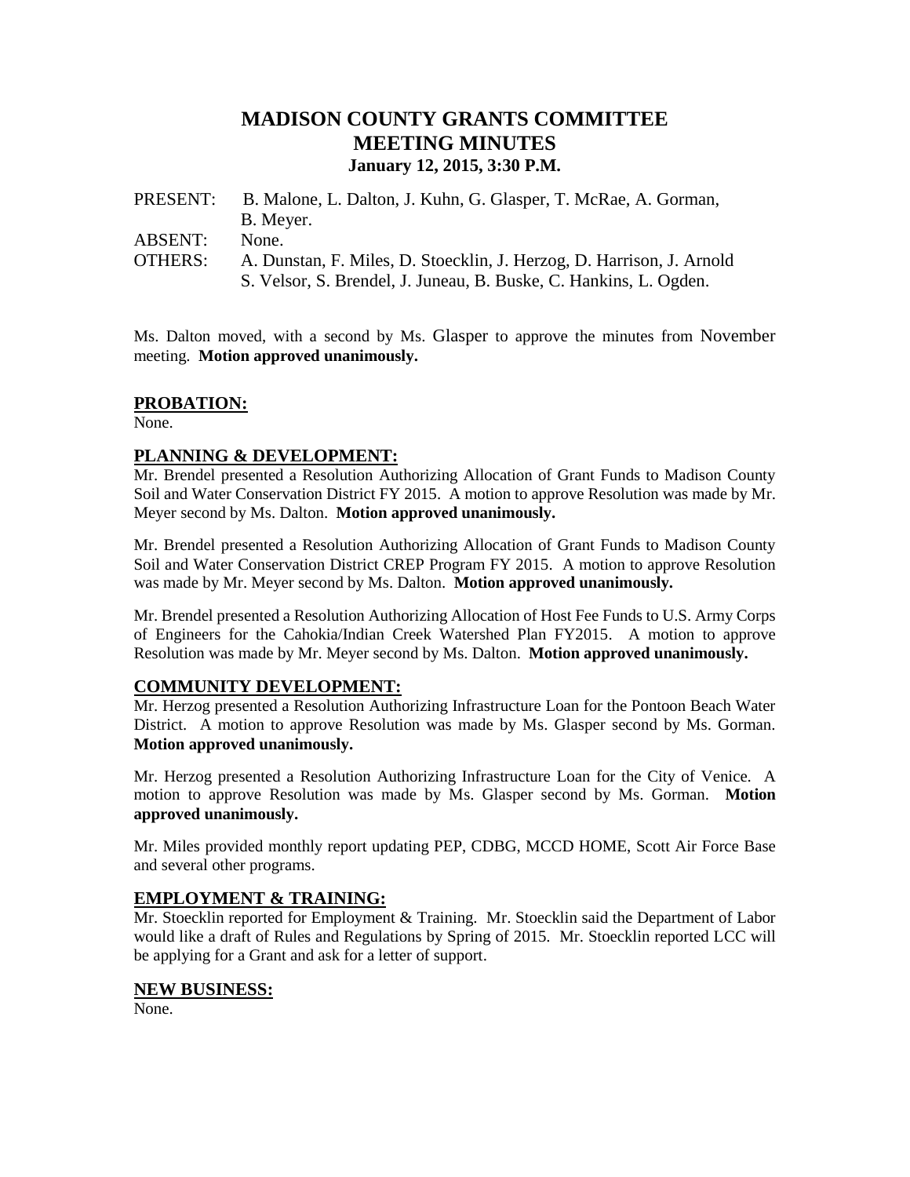# MADISON COUNTY GRANTS COMMITTEE
# MEETING MINUTES
### January 12, 2015, 3:30 P.M.

PRESENT: B. Malone, L. Dalton, J. Kuhn, G. Glasper, T. McRae, A. Gorman, B. Meyer.

ABSENT: None.

OTHERS: A. Dunstan, F. Miles, D. Stoecklin, J. Herzog, D. Harrison, J. Arnold S. Velsor, S. Brendel, J. Juneau, B. Buske, C. Hankins, L. Ogden.

Ms. Dalton moved, with a second by Ms. Glasper to approve the minutes from November meeting. **Motion approved unanimously.**

## PROBATION:

None.

## PLANNING & DEVELOPMENT:

Mr. Brendel presented a Resolution Authorizing Allocation of Grant Funds to Madison County Soil and Water Conservation District FY 2015. A motion to approve Resolution was made by Mr. Meyer second by Ms. Dalton. **Motion approved unanimously.**

Mr. Brendel presented a Resolution Authorizing Allocation of Grant Funds to Madison County Soil and Water Conservation District CREP Program FY 2015. A motion to approve Resolution was made by Mr. Meyer second by Ms. Dalton. **Motion approved unanimously.**

Mr. Brendel presented a Resolution Authorizing Allocation of Host Fee Funds to U.S. Army Corps of Engineers for the Cahokia/Indian Creek Watershed Plan FY2015. A motion to approve Resolution was made by Mr. Meyer second by Ms. Dalton. **Motion approved unanimously.**

## COMMUNITY DEVELOPMENT:

Mr. Herzog presented a Resolution Authorizing Infrastructure Loan for the Pontoon Beach Water District. A motion to approve Resolution was made by Ms. Glasper second by Ms. Gorman. **Motion approved unanimously.**

Mr. Herzog presented a Resolution Authorizing Infrastructure Loan for the City of Venice. A motion to approve Resolution was made by Ms. Glasper second by Ms. Gorman. **Motion approved unanimously.**

Mr. Miles provided monthly report updating PEP, CDBG, MCCD HOME, Scott Air Force Base and several other programs.

## EMPLOYMENT & TRAINING:

Mr. Stoecklin reported for Employment & Training. Mr. Stoecklin said the Department of Labor would like a draft of Rules and Regulations by Spring of 2015. Mr. Stoecklin reported LCC will be applying for a Grant and ask for a letter of support.

## NEW BUSINESS:

None.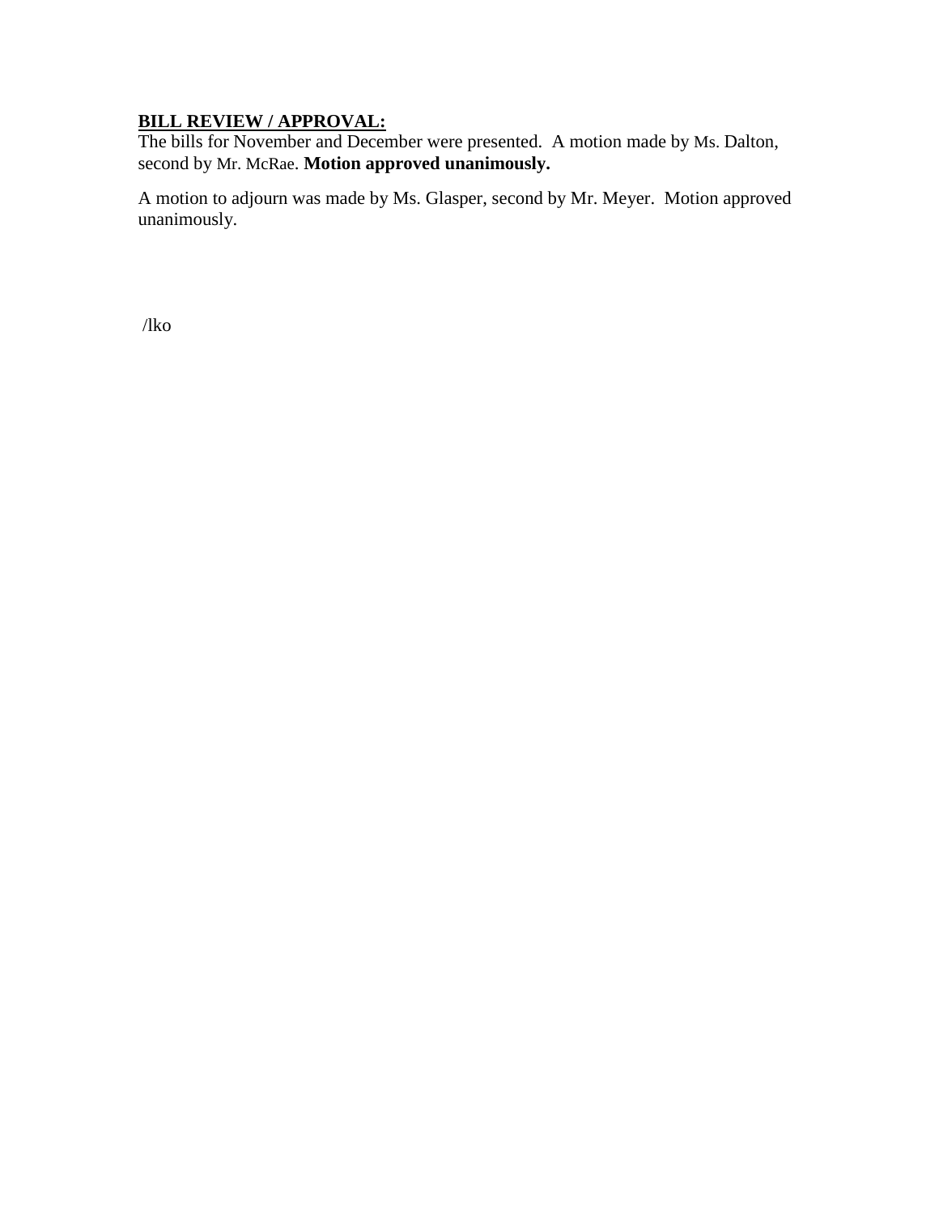**BILL REVIEW / APPROVAL:**

The bills for November and December were presented. A motion made by Ms. Dalton, second by Mr. McRae. **Motion approved unanimously.**

A motion to adjourn was made by Ms. Glasper, second by Mr. Meyer. Motion approved unanimously.

/lko